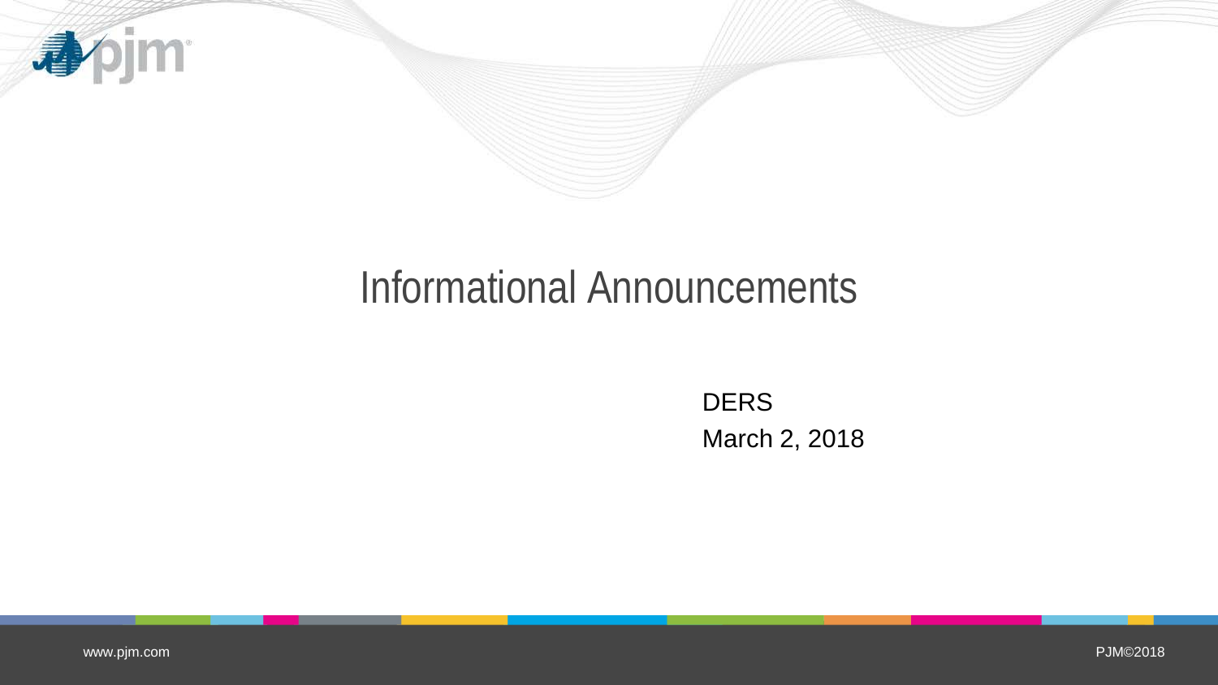# Informational Announcements

DERS
March 2, 2018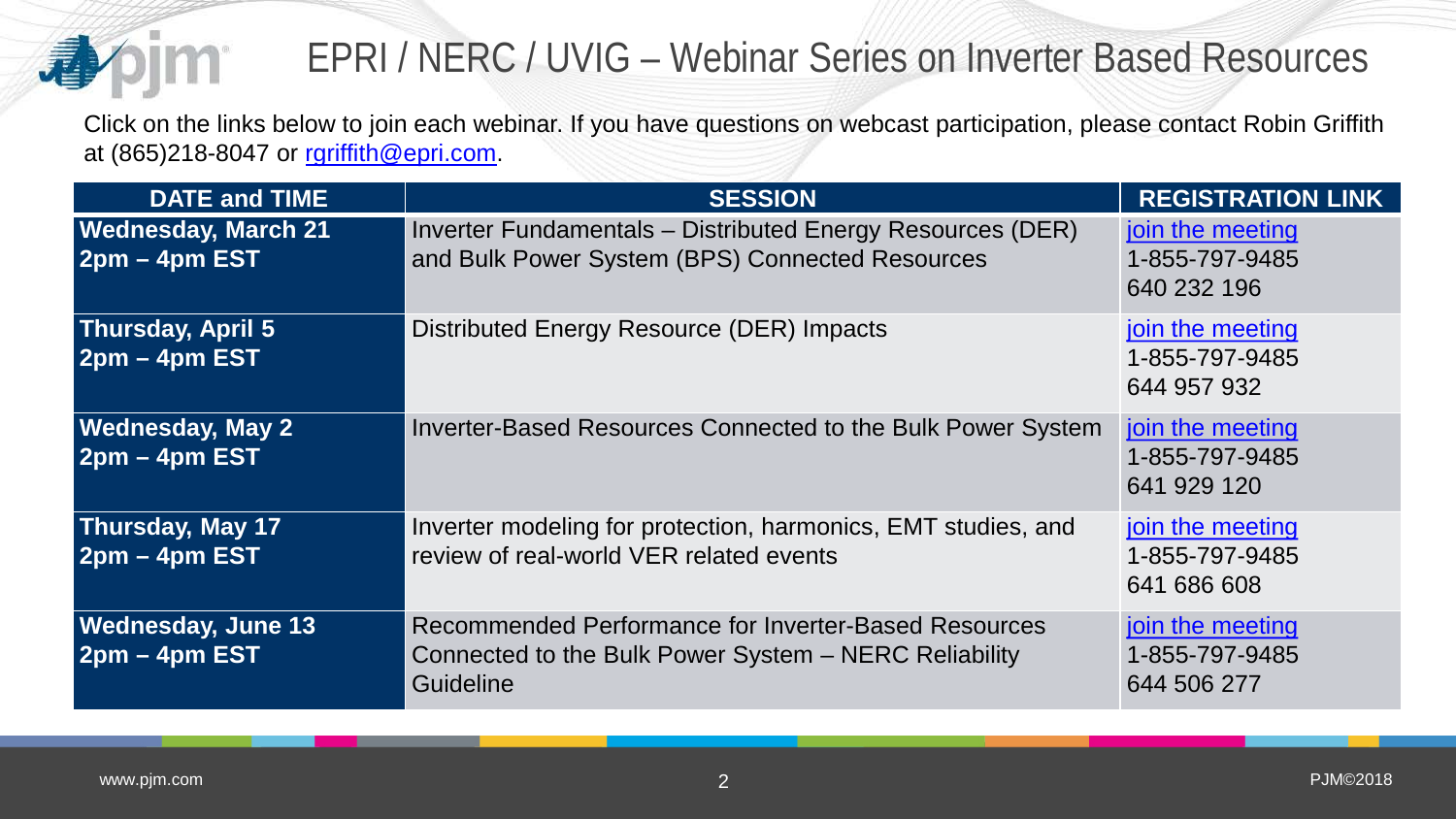# EPRI / NERC / UVIG – Webinar Series on Inverter Based Resources

Click on the links below to join each webinar. If you have questions on webcast participation, please contact Robin Griffith at (865)218-8047 or rgriffith@epri.com.

| DATE and TIME | SESSION | REGISTRATION LINK |
|---|---|---|
| **Wednesday, March 21 2pm – 4pm EST** | Inverter Fundamentals – Distributed Energy Resources (DER) and Bulk Power System (BPS) Connected Resources | join the meeting 1-855-797-9485 640 232 196 |
| **Thursday, April 5 2pm – 4pm EST** | Distributed Energy Resource (DER) Impacts | join the meeting 1-855-797-9485 644 957 932 |
| **Wednesday, May 2 2pm – 4pm EST** | Inverter-Based Resources Connected to the Bulk Power System | join the meeting 1-855-797-9485 641 929 120 |
| **Thursday, May 17 2pm – 4pm EST** | Inverter modeling for protection, harmonics, EMT studies, and review of real-world VER related events | join the meeting 1-855-797-9485 641 686 608 |
| **Wednesday, June 13 2pm – 4pm EST** | Recommended Performance for Inverter-Based Resources Connected to the Bulk Power System – NERC Reliability Guideline | join the meeting 1-855-797-9485 644 506 277 |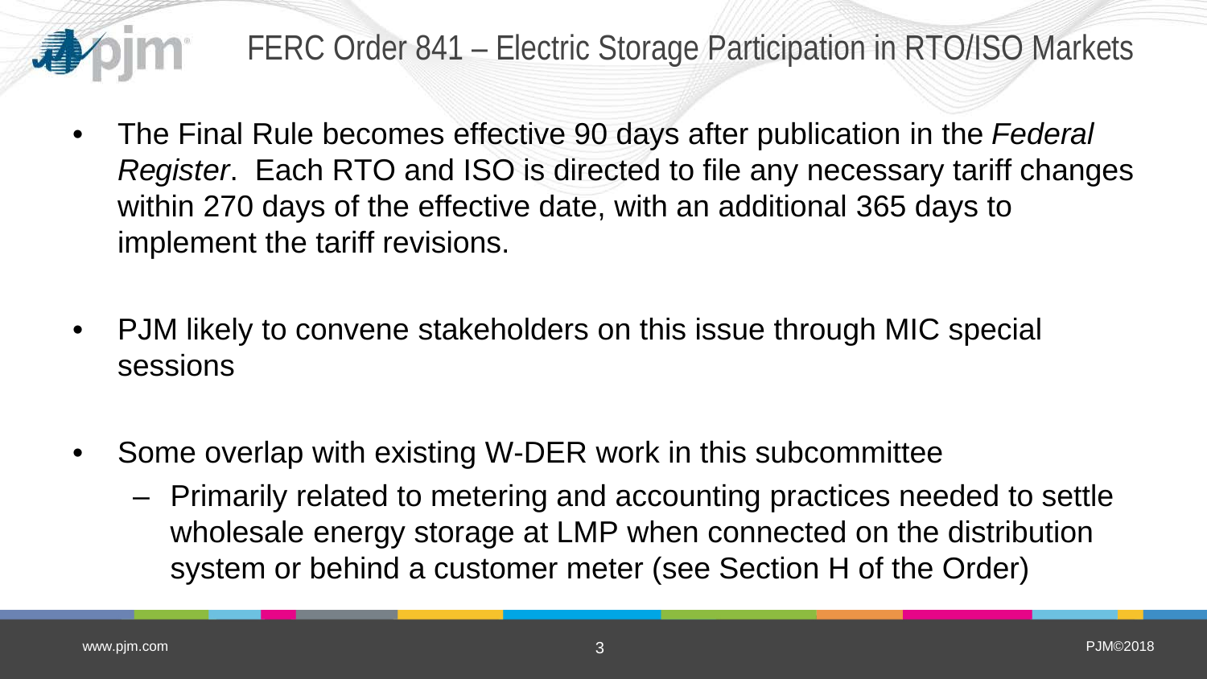# FERC Order 841 – Electric Storage Participation in RTO/ISO Markets

- The Final Rule becomes effective 90 days after publication in the *Federal Register*. Each RTO and ISO is directed to file any necessary tariff changes within 270 days of the effective date, with an additional 365 days to implement the tariff revisions.
- PJM likely to convene stakeholders on this issue through MIC special sessions
- Some overlap with existing W-DER work in this subcommittee
  - Primarily related to metering and accounting practices needed to settle wholesale energy storage at LMP when connected on the distribution system or behind a customer meter (see Section H of the Order)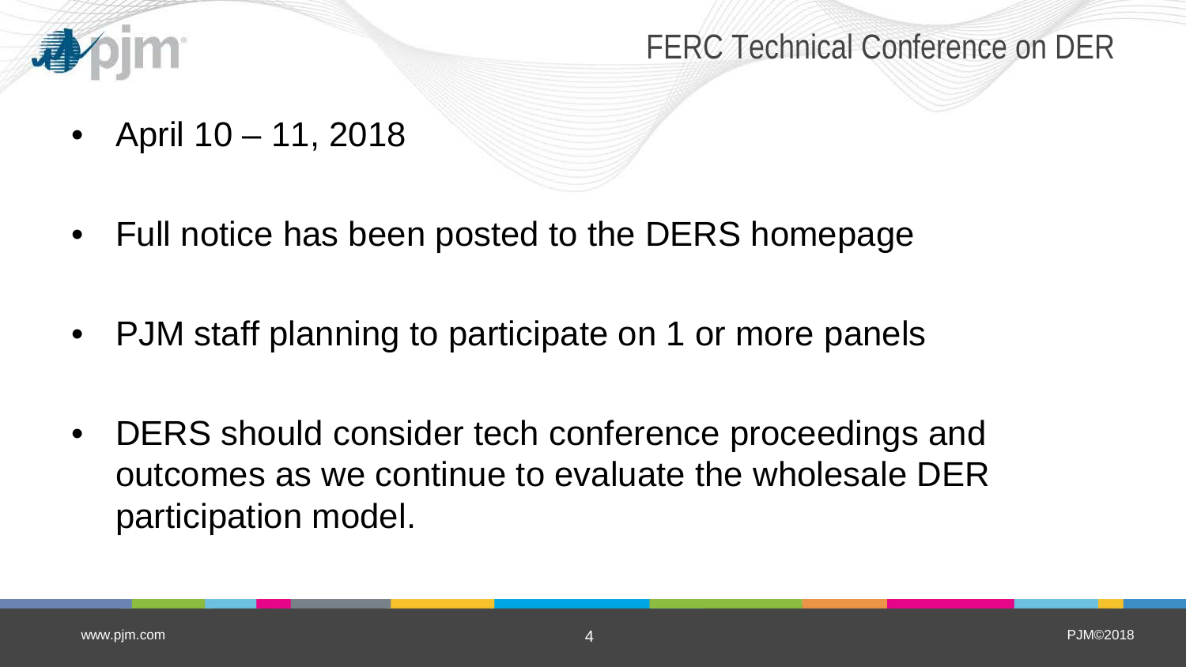# FERC Technical Conference on DER

- April 10 – 11, 2018
- Full notice has been posted to the DERS homepage
- PJM staff planning to participate on 1 or more panels
- DERS should consider tech conference proceedings and outcomes as we continue to evaluate the wholesale DER participation model.